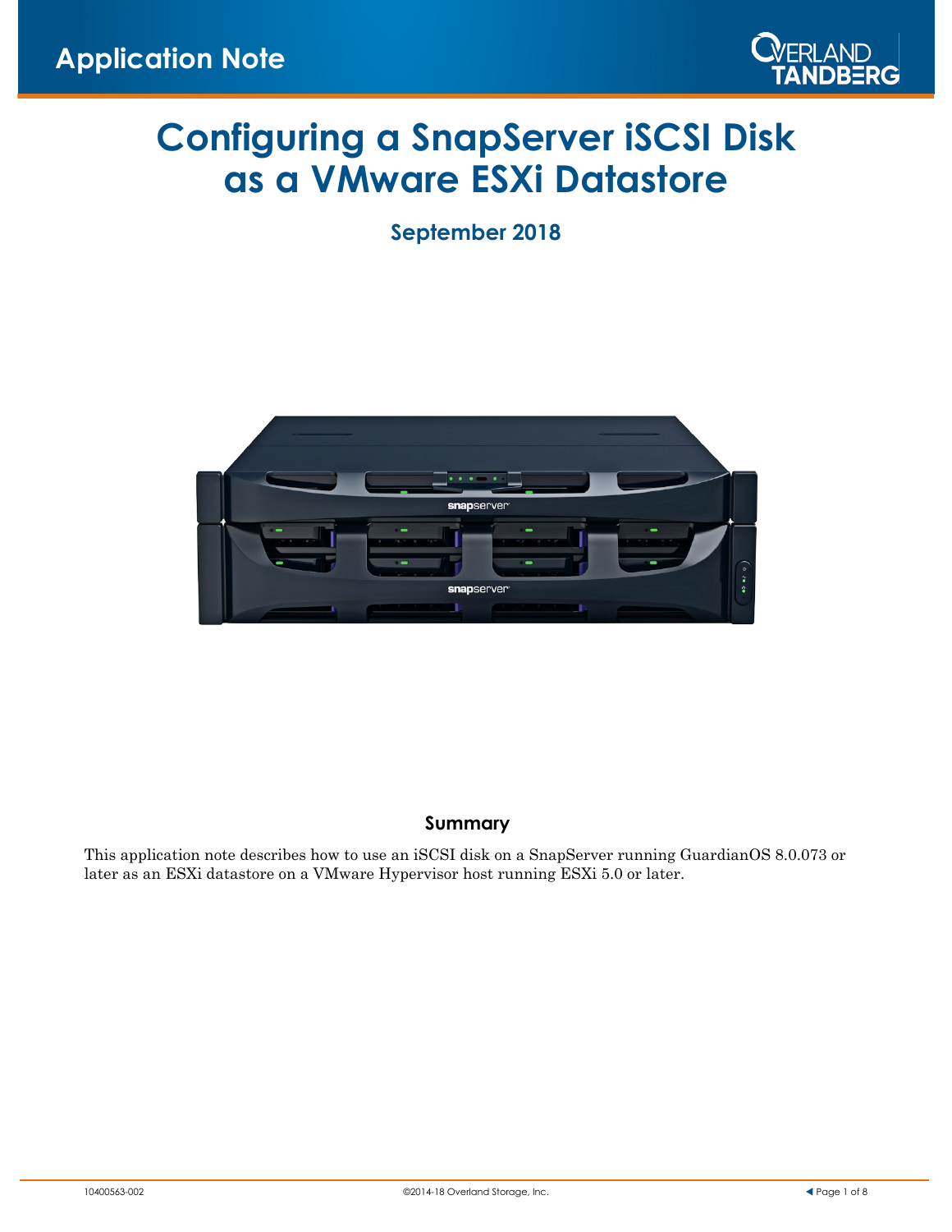Application Note

# Configuring a SnapServer iSCSI Disk as a VMware ESXi Datastore

**September 2018**

## Summary

This application note describes how to use an iSCSI disk on a SnapServer running GuardianOS 8.0.073 or later as an ESXi datastore on a VMware Hypervisor host running ESXi 5.0 or later.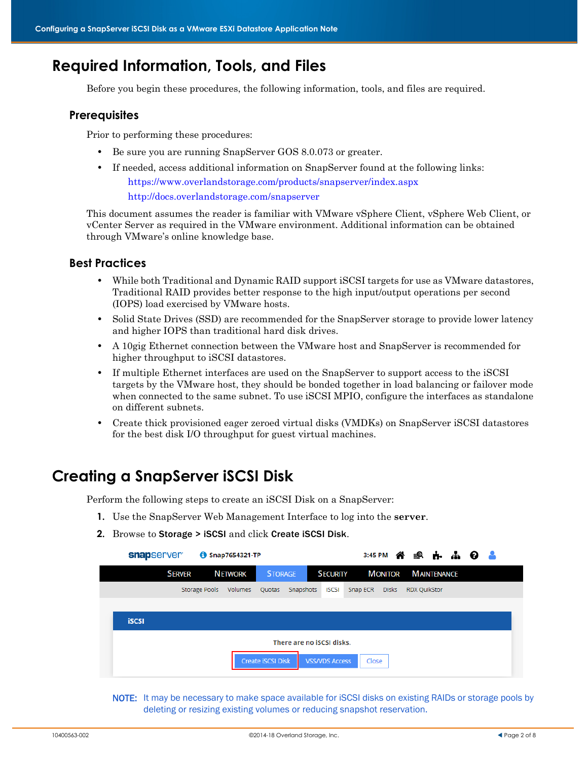## Required Information, Tools, and Files

Before you begin these procedures, the following information, tools, and files are required.

### Prerequisites

Prior to performing these procedures:

- Be sure you are running SnapServer GOS 8.0.073 or greater.
- If needed, access additional information on SnapServer found at the following links:

  https://www.overlandstorage.com/products/snapserver/index.aspx

  http://docs.overlandstorage.com/snapserver

This document assumes the reader is familiar with VMware vSphere Client, vSphere Web Client, or vCenter Server as required in the VMware environment. Additional information can be obtained through VMware's online knowledge base.

### Best Practices

- While both Traditional and Dynamic RAID support iSCSI targets for use as VMware datastores, Traditional RAID provides better response to the high input/output operations per second (IOPS) load exercised by VMware hosts.
- Solid State Drives (SSD) are recommended for the SnapServer storage to provide lower latency and higher IOPS than traditional hard disk drives.
- A 10gig Ethernet connection between the VMware host and SnapServer is recommended for higher throughput to iSCSI datastores.
- If multiple Ethernet interfaces are used on the SnapServer to support access to the iSCSI targets by the VMware host, they should be bonded together in load balancing or failover mode when connected to the same subnet. To use iSCSI MPIO, configure the interfaces as standalone on different subnets.
- Create thick provisioned eager zeroed virtual disks (VMDKs) on SnapServer iSCSI datastores for the best disk I/O throughput for guest virtual machines.

## Creating a SnapServer iSCSI Disk

Perform the following steps to create an iSCSI Disk on a SnapServer:

1. Use the SnapServer Web Management Interface to log into the **server**.
2. Browse to **Storage > iSCSI** and click **Create iSCSI Disk**.

**NOTE:** It may be necessary to make space available for iSCSI disks on existing RAIDs or storage pools by deleting or resizing existing volumes or reducing snapshot reservation.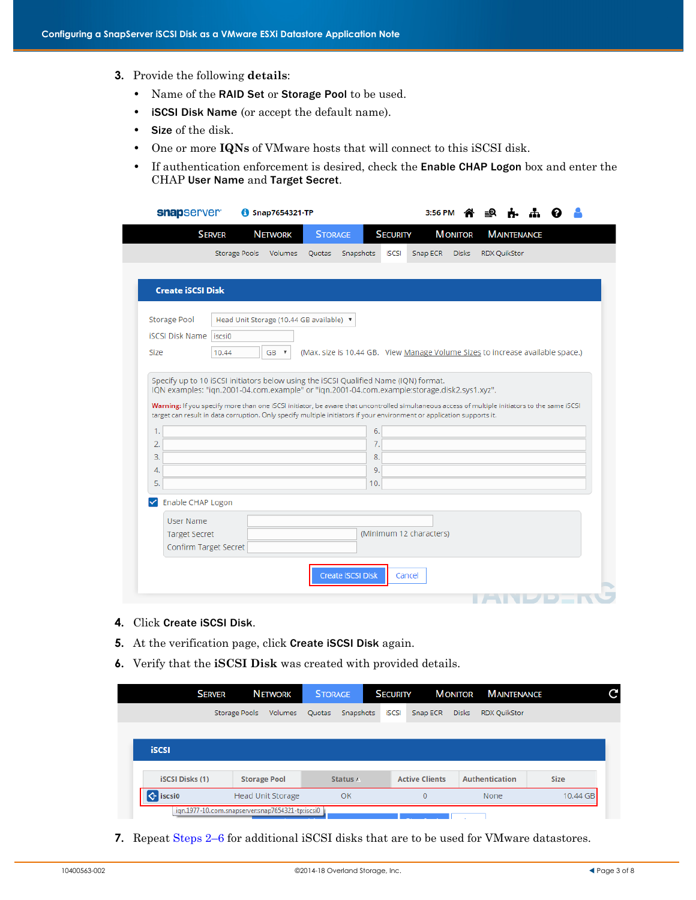3. Provide the following **details**:
   - Name of the **RAID Set** or **Storage Pool** to be used.
   - **iSCSI Disk Name** (or accept the default name).
   - **Size** of the disk.
   - One or more **IQNs** of VMware hosts that will connect to this iSCSI disk.
   - If authentication enforcement is desired, check the **Enable CHAP Logon** box and enter the CHAP **User Name** and **Target Secret**.

4. Click **Create iSCSI Disk**.
5. At the verification page, click **Create iSCSI Disk** again.
6. Verify that the **iSCSI Disk** was created with provided details.

7. Repeat Steps 2–6 for additional iSCSI disks that are to be used for VMware datastores.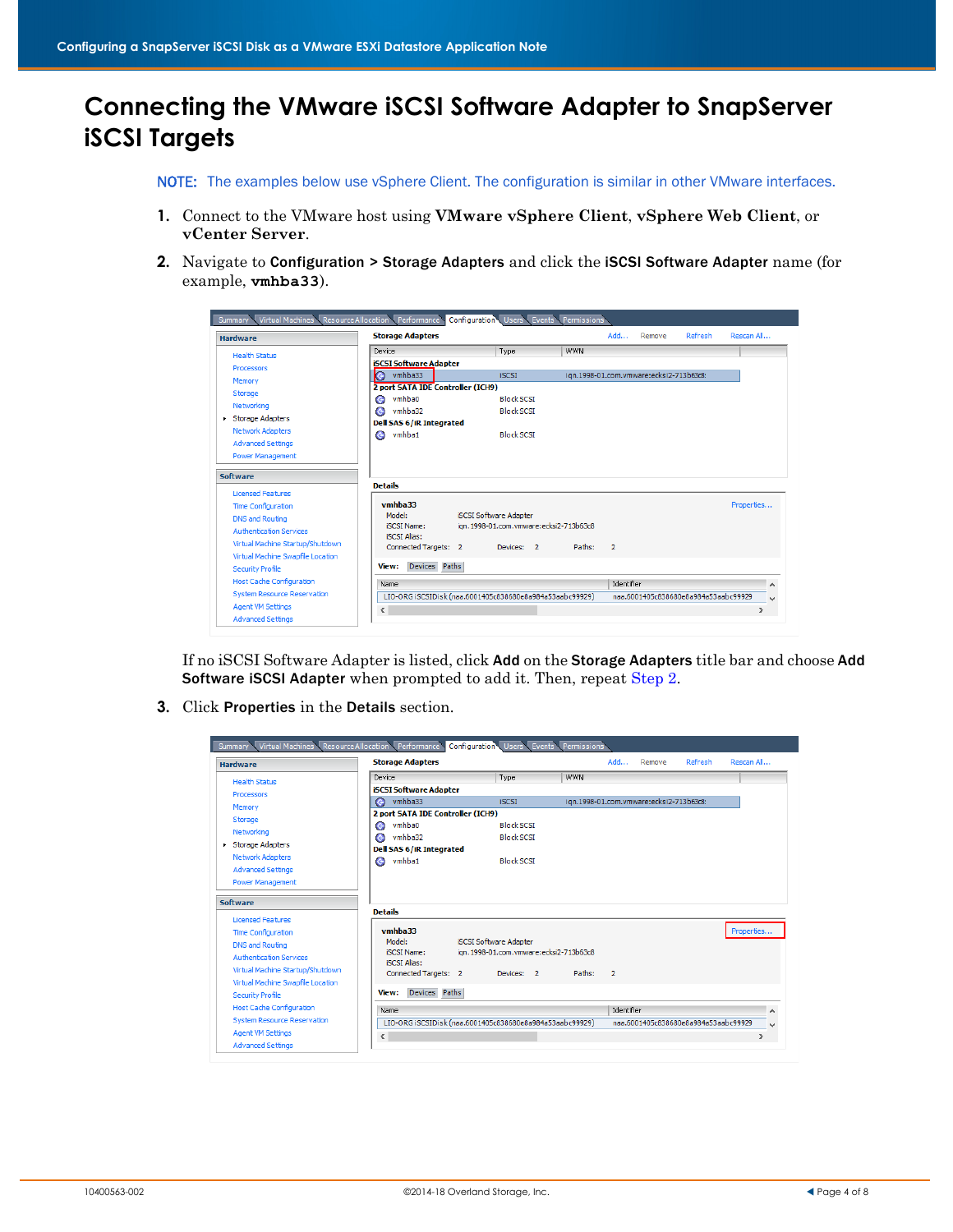# Connecting the VMware iSCSI Software Adapter to SnapServer iSCSI Targets

**NOTE:** The examples below use vSphere Client. The configuration is similar in other VMware interfaces.

1. Connect to the VMware host using **VMware vSphere Client**, **vSphere Web Client**, or **vCenter Server**.
2. Navigate to **Configuration > Storage Adapters** and click the **iSCSI Software Adapter** name (for example, **vmhba33**).

   If no iSCSI Software Adapter is listed, click **Add** on the **Storage Adapters** title bar and choose **Add Software iSCSI Adapter** when prompted to add it. Then, repeat Step 2.
3. Click **Properties** in the **Details** section.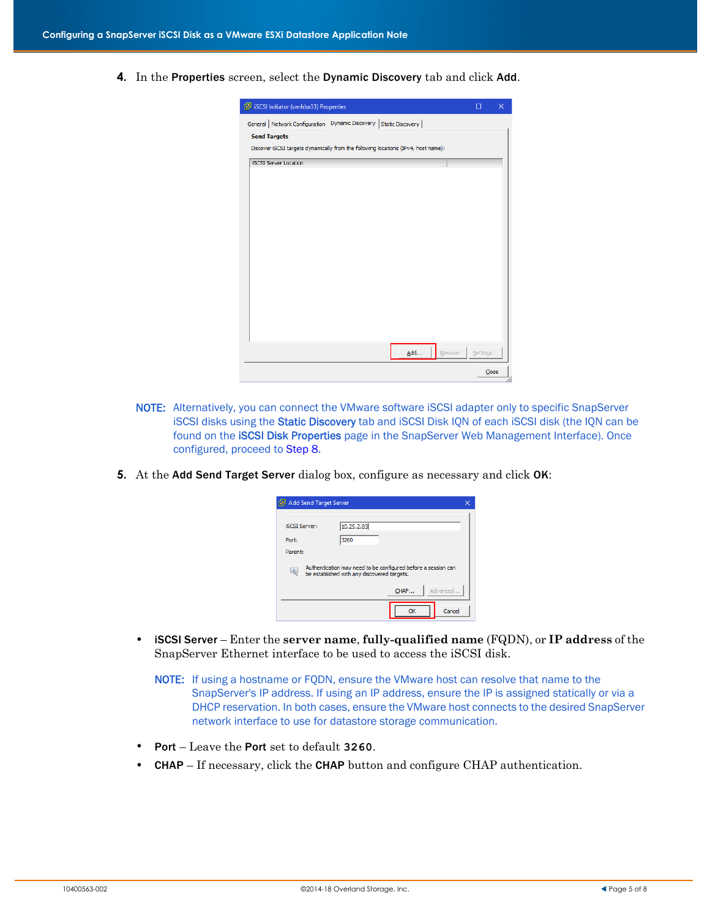4. In the **Properties** screen, select the **Dynamic Discovery** tab and click **Add**.

**NOTE:** Alternatively, you can connect the VMware software iSCSI adapter only to specific SnapServer iSCSI disks using the **Static Discovery** tab and iSCSI Disk IQN of each iSCSI disk (the IQN can be found on the **iSCSI Disk Properties** page in the SnapServer Web Management Interface). Once configured, proceed to Step 8.

5. At the **Add Send Target Server** dialog box, configure as necessary and click **OK**:

- **iSCSI Server** – Enter the **server name**, **fully-qualified name** (FQDN), or **IP address** of the SnapServer Ethernet interface to be used to access the iSCSI disk.

  **NOTE:** If using a hostname or FQDN, ensure the VMware host can resolve that name to the SnapServer's IP address. If using an IP address, ensure the IP is assigned statically or via a DHCP reservation. In both cases, ensure the VMware host connects to the desired SnapServer network interface to use for datastore storage communication.

- **Port** – Leave the **Port** set to default `3260`.
- **CHAP** – If necessary, click the **CHAP** button and configure CHAP authentication.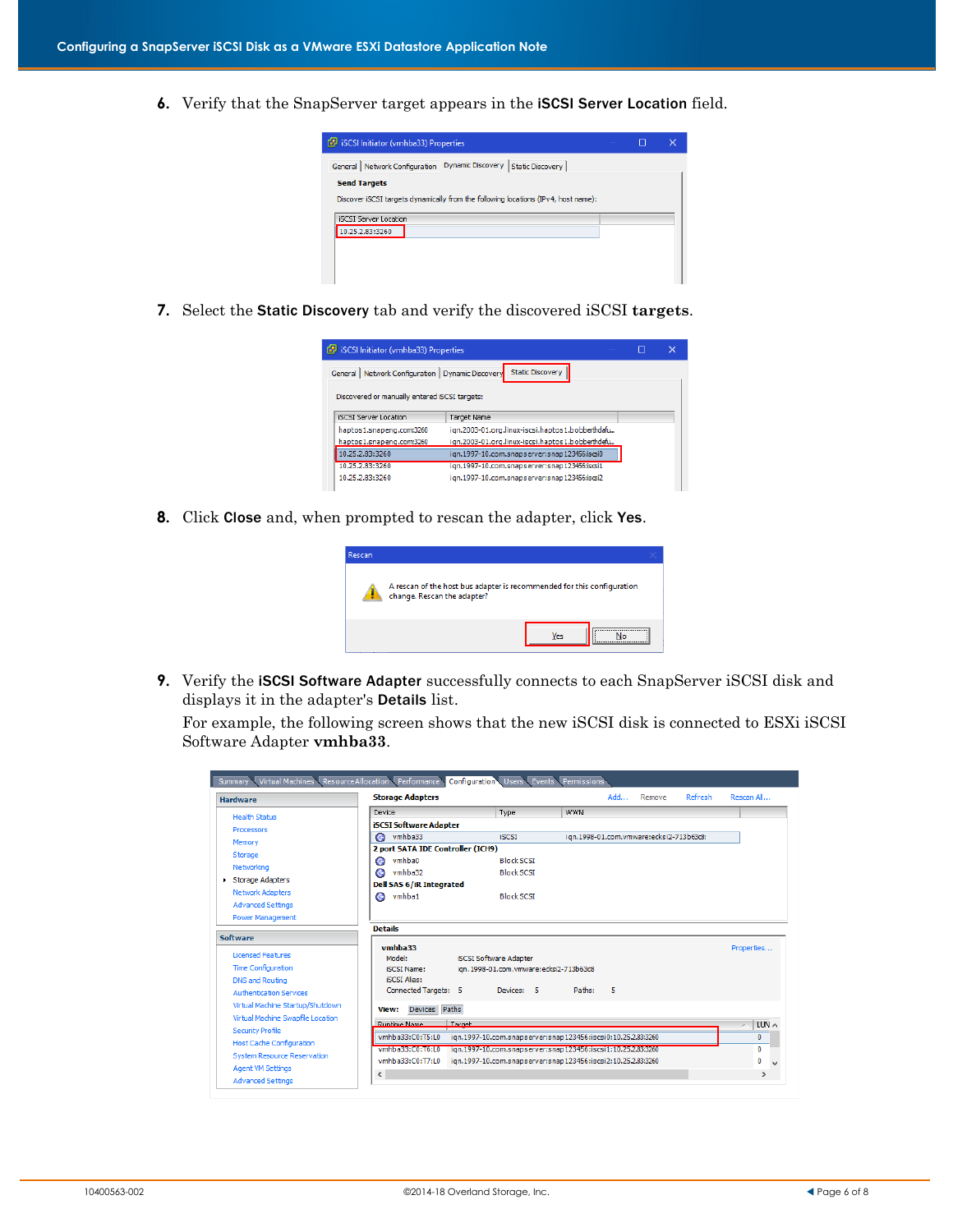6. Verify that the SnapServer target appears in the **iSCSI Server Location** field.

7. Select the **Static Discovery** tab and verify the discovered iSCSI **targets**.

8. Click **Close** and, when prompted to rescan the adapter, click **Yes**.

9. Verify the **iSCSI Software Adapter** successfully connects to each SnapServer iSCSI disk and displays it in the adapter's **Details** list.

   For example, the following screen shows that the new iSCSI disk is connected to ESXi iSCSI Software Adapter **vmhba33**.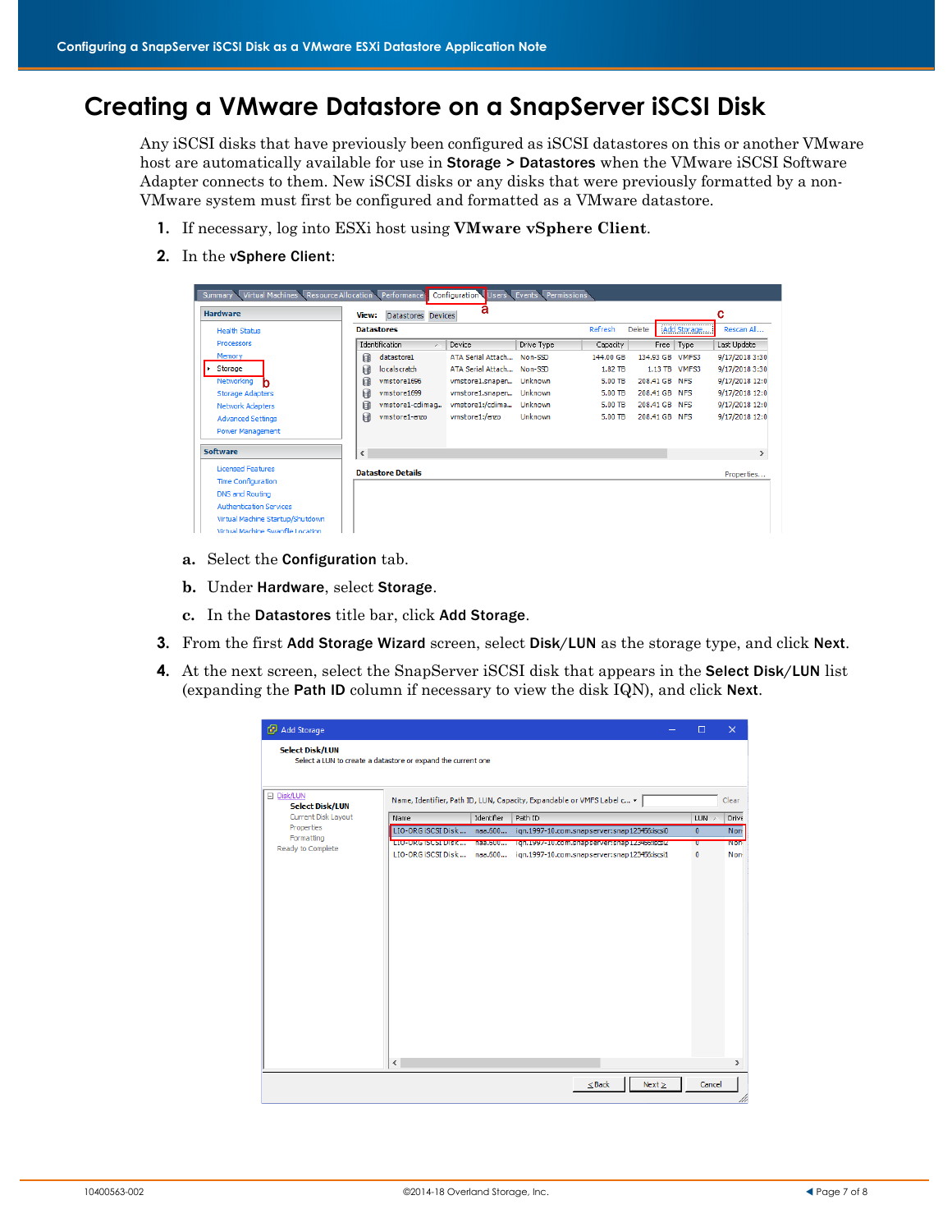# Creating a VMware Datastore on a SnapServer iSCSI Disk

Any iSCSI disks that have previously been configured as iSCSI datastores on this or another VMware host are automatically available for use in **Storage > Datastores** when the VMware iSCSI Software Adapter connects to them. New iSCSI disks or any disks that were previously formatted by a non-VMware system must first be configured and formatted as a VMware datastore.

1. If necessary, log into ESXi host using **VMware vSphere Client**.
2. In the **vSphere Client**:

   a. Select the **Configuration** tab.

   b. Under **Hardware**, select **Storage**.

   c. In the **Datastores** title bar, click **Add Storage**.
3. From the first **Add Storage Wizard** screen, select **Disk/LUN** as the storage type, and click **Next**.
4. At the next screen, select the SnapServer iSCSI disk that appears in the **Select Disk/LUN** list (expanding the **Path ID** column if necessary to view the disk IQN), and click **Next**.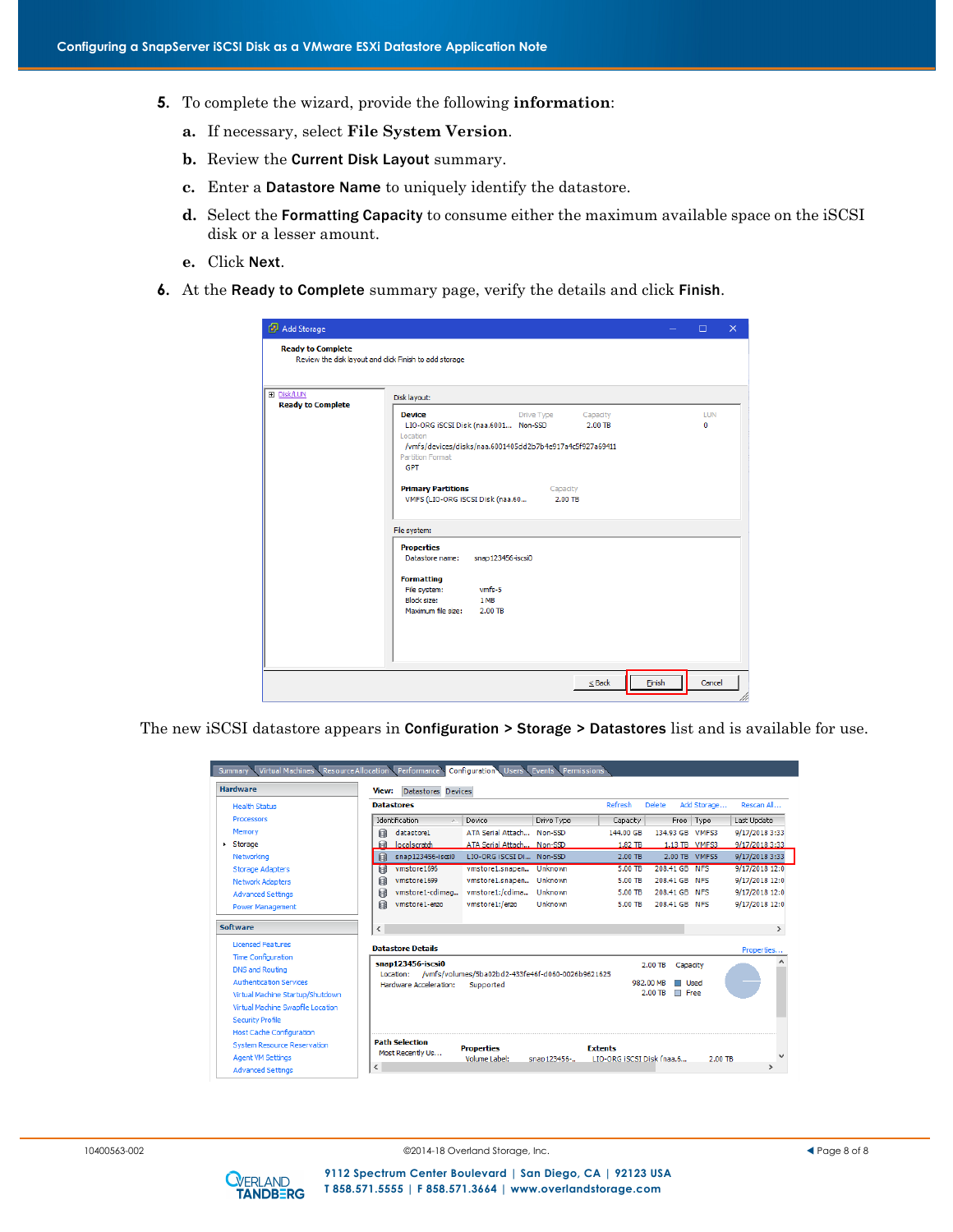5. To complete the wizard, provide the following **information**:
   a. If necessary, select **File System Version**.
   b. Review the **Current Disk Layout** summary.
   c. Enter a **Datastore Name** to uniquely identify the datastore.
   d. Select the **Formatting Capacity** to consume either the maximum available space on the iSCSI disk or a lesser amount.
   e. Click **Next**.
6. At the **Ready to Complete** summary page, verify the details and click **Finish**.

The new iSCSI datastore appears in **Configuration > Storage > Datastores** list and is available for use.

10400563-002 ©2014-18 Overland Storage, Inc.

9112 Spectrum Center Boulevard | San Diego, CA | 92123 USA
T 858.571.5555 | F 858.571.3664 | www.overlandstorage.com